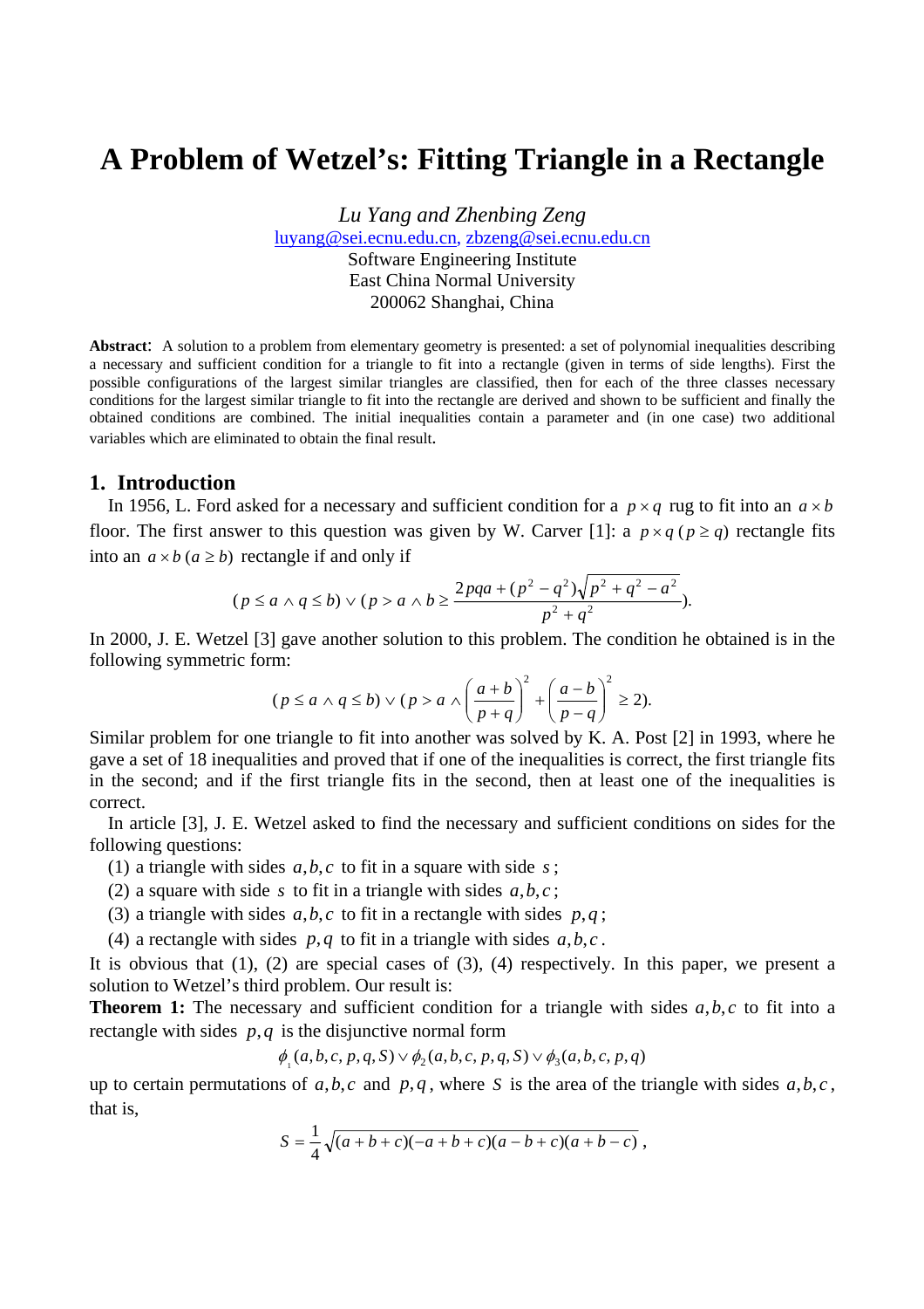# A Problem of Wetzel's: Fitting Triangle in a Rectangle

*Lu Yang and Zhenbing Zeng*

luyang@sei.ecnu.edu.cn, zbzeng@sei.ecnu.edu.cn

Software Engineering Institute
East China Normal University
200062 Shanghai, China

**Abstract**: A solution to a problem from elementary geometry is presented: a set of polynomial inequalities describing a necessary and sufficient condition for a triangle to fit into a rectangle (given in terms of side lengths). First the possible configurations of the largest similar triangles are classified, then for each of the three classes necessary conditions for the largest similar triangle to fit into the rectangle are derived and shown to be sufficient and finally the obtained conditions are combined. The initial inequalities contain a parameter and (in one case) two additional variables which are eliminated to obtain the final result.

## 1. Introduction

In 1956, L. Ford asked for a necessary and sufficient condition for a $p \times q$ rug to fit into an $a \times b$ floor. The first answer to this question was given by W. Carver [1]: a $p \times q \, (p \geq q)$ rectangle fits into an $a \times b \, (a \geq b)$ rectangle if and only if

$$(p \leq a \wedge q \leq b) \vee (p > a \wedge b \geq \frac{2pqa + (p^2 - q^2)\sqrt{p^2 + q^2 - a^2}}{p^2 + q^2}).$$

In 2000, J. E. Wetzel [3] gave another solution to this problem. The condition he obtained is in the following symmetric form:

$$(p \leq a \wedge q \leq b) \vee (p > a \wedge \left(\frac{a+b}{p+q}\right)^2 + \left(\frac{a-b}{p-q}\right)^2 \geq 2).$$

Similar problem for one triangle to fit into another was solved by K. A. Post [2] in 1993, where he gave a set of 18 inequalities and proved that if one of the inequalities is correct, the first triangle fits in the second; and if the first triangle fits in the second, then at least one of the inequalities is correct.

In article [3], J. E. Wetzel asked to find the necessary and sufficient conditions on sides for the following questions:

(1) a triangle with sides $a, b, c$ to fit in a square with side $s$;

(2) a square with side $s$ to fit in a triangle with sides $a, b, c$;

(3) a triangle with sides $a, b, c$ to fit in a rectangle with sides $p, q$;

(4) a rectangle with sides $p, q$ to fit in a triangle with sides $a, b, c$.

It is obvious that (1), (2) are special cases of (3), (4) respectively. In this paper, we present a solution to Wetzel's third problem. Our result is:

**Theorem 1:** The necessary and sufficient condition for a triangle with sides $a, b, c$ to fit into a rectangle with sides $p, q$ is the disjunctive normal form

$$\phi_1(a, b, c, p, q, S) \vee \phi_2(a, b, c, p, q, S) \vee \phi_3(a, b, c, p, q)$$

up to certain permutations of $a, b, c$ and $p, q$, where $S$ is the area of the triangle with sides $a, b, c$, that is,

$$S = \frac{1}{4}\sqrt{(a+b+c)(-a+b+c)(a-b+c)(a+b-c)},$$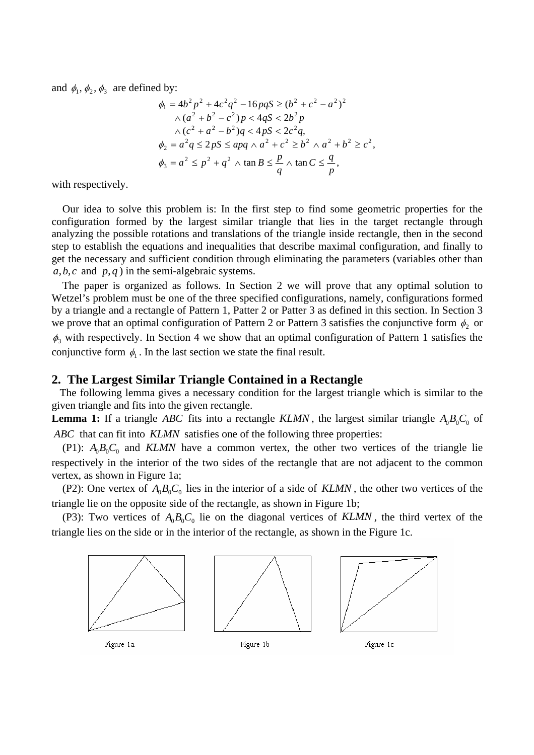and $\phi_1, \phi_2, \phi_3$ are defined by:

$$
\begin{aligned}
\phi_1 &= 4b^2p^2 + 4c^2q^2 - 16pqS \geq (b^2 + c^2 - a^2)^2 \\
&\quad \wedge (a^2 + b^2 - c^2)p < 4qS < 2b^2 p \\
&\quad \wedge (c^2 + a^2 - b^2)q < 4pS < 2c^2 q, \\
\phi_2 &= a^2 q \leq 2pS \leq apq \wedge a^2 + c^2 \geq b^2 \wedge a^2 + b^2 \geq c^2, \\
\phi_3 &= a^2 \leq p^2 + q^2 \wedge \tan B \leq \frac{p}{q} \wedge \tan C \leq \frac{q}{p},
\end{aligned}
$$

with respectively.

Our idea to solve this problem is: In the first step to find some geometric properties for the configuration formed by the largest similar triangle that lies in the target rectangle through analyzing the possible rotations and translations of the triangle inside rectangle, then in the second step to establish the equations and inequalities that describe maximal configuration, and finally to get the necessary and sufficient condition through eliminating the parameters (variables other than $a, b, c$ and $p, q$) in the semi-algebraic systems.

The paper is organized as follows. In Section 2 we will prove that any optimal solution to Wetzel's problem must be one of the three specified configurations, namely, configurations formed by a triangle and a rectangle of Pattern 1, Patter 2 or Patter 3 as defined in this section. In Section 3 we prove that an optimal configuration of Pattern 2 or Pattern 3 satisfies the conjunctive form $\phi_2$ or $\phi_3$ with respectively. In Section 4 we show that an optimal configuration of Pattern 1 satisfies the conjunctive form $\phi_1$. In the last section we state the final result.

## 2. The Largest Similar Triangle Contained in a Rectangle

The following lemma gives a necessary condition for the largest triangle which is similar to the given triangle and fits into the given rectangle.

**Lemma 1:** If a triangle $ABC$ fits into a rectangle $KLMN$, the largest similar triangle $A_0B_0C_0$ of $ABC$ that can fit into $KLMN$ satisfies one of the following three properties:

(P1): $A_0B_0C_0$ and $KLMN$ have a common vertex, the other two vertices of the triangle lie respectively in the interior of the two sides of the rectangle that are not adjacent to the common vertex, as shown in Figure 1a;

(P2): One vertex of $A_0B_0C_0$ lies in the interior of a side of $KLMN$, the other two vertices of the triangle lie on the opposite side of the rectangle, as shown in Figure 1b;

(P3): Two vertices of $A_0B_0C_0$ lie on the diagonal vertices of $KLMN$, the third vertex of the triangle lies on the side or in the interior of the rectangle, as shown in the Figure 1c.

Figure 1a    Figure 1b    Figure 1c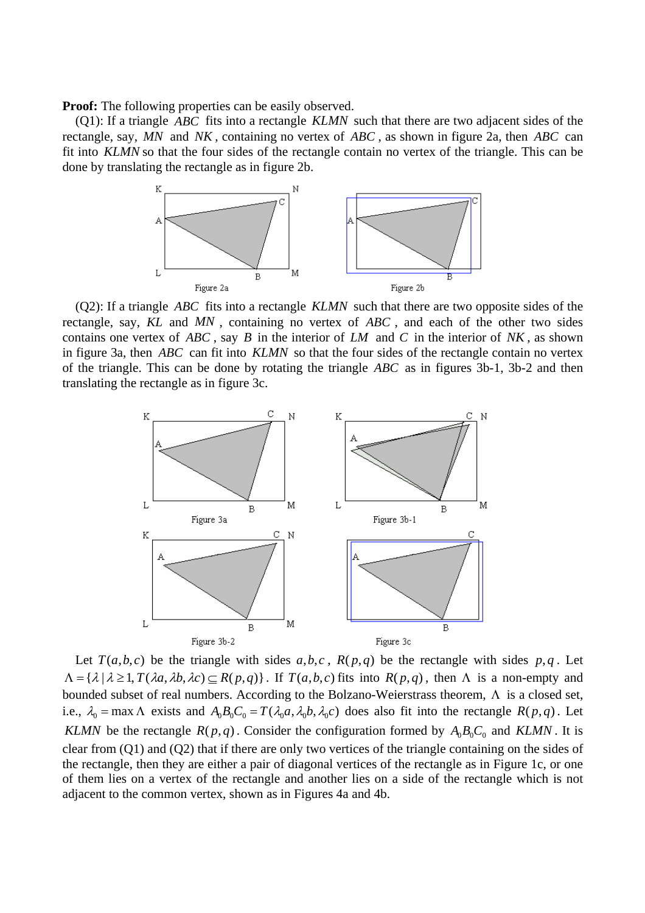**Proof:** The following properties can be easily observed.

(Q1): If a triangle $ABC$ fits into a rectangle $KLMN$ such that there are two adjacent sides of the rectangle, say, $MN$ and $NK$, containing no vertex of $ABC$, as shown in figure 2a, then $ABC$ can fit into $KLMN$ so that the four sides of the rectangle contain no vertex of the triangle. This can be done by translating the rectangle as in figure 2b.

Figure 2a

Figure 2b

(Q2): If a triangle $ABC$ fits into a rectangle $KLMN$ such that there are two opposite sides of the rectangle, say, $KL$ and $MN$, containing no vertex of $ABC$, and each of the other two sides contains one vertex of $ABC$, say $B$ in the interior of $LM$ and $C$ in the interior of $NK$, as shown in figure 3a, then $ABC$ can fit into $KLMN$ so that the four sides of the rectangle contain no vertex of the triangle. This can be done by rotating the triangle $ABC$ as in figures 3b-1, 3b-2 and then translating the rectangle as in figure 3c.

Figure 3a

Figure 3b-1

Figure 3b-2

Figure 3c

Let $T(a,b,c)$ be the triangle with sides $a,b,c$, $R(p,q)$ be the rectangle with sides $p,q$. Let $\Lambda = \{\lambda \mid \lambda \geq 1, T(\lambda a, \lambda b, \lambda c) \subseteq R(p,q)\}$. If $T(a,b,c)$ fits into $R(p,q)$, then $\Lambda$ is a non-empty and bounded subset of real numbers. According to the Bolzano-Weierstrass theorem, $\Lambda$ is a closed set, i.e., $\lambda_0 = \max \Lambda$ exists and $A_0B_0C_0 = T(\lambda_0 a, \lambda_0 b, \lambda_0 c)$ does also fit into the rectangle $R(p,q)$. Let $KLMN$ be the rectangle $R(p,q)$. Consider the configuration formed by $A_0B_0C_0$ and $KLMN$. It is clear from (Q1) and (Q2) that if there are only two vertices of the triangle containing on the sides of the rectangle, then they are either a pair of diagonal vertices of the rectangle as in Figure 1c, or one of them lies on a vertex of the rectangle and another lies on a side of the rectangle which is not adjacent to the common vertex, shown as in Figures 4a and 4b.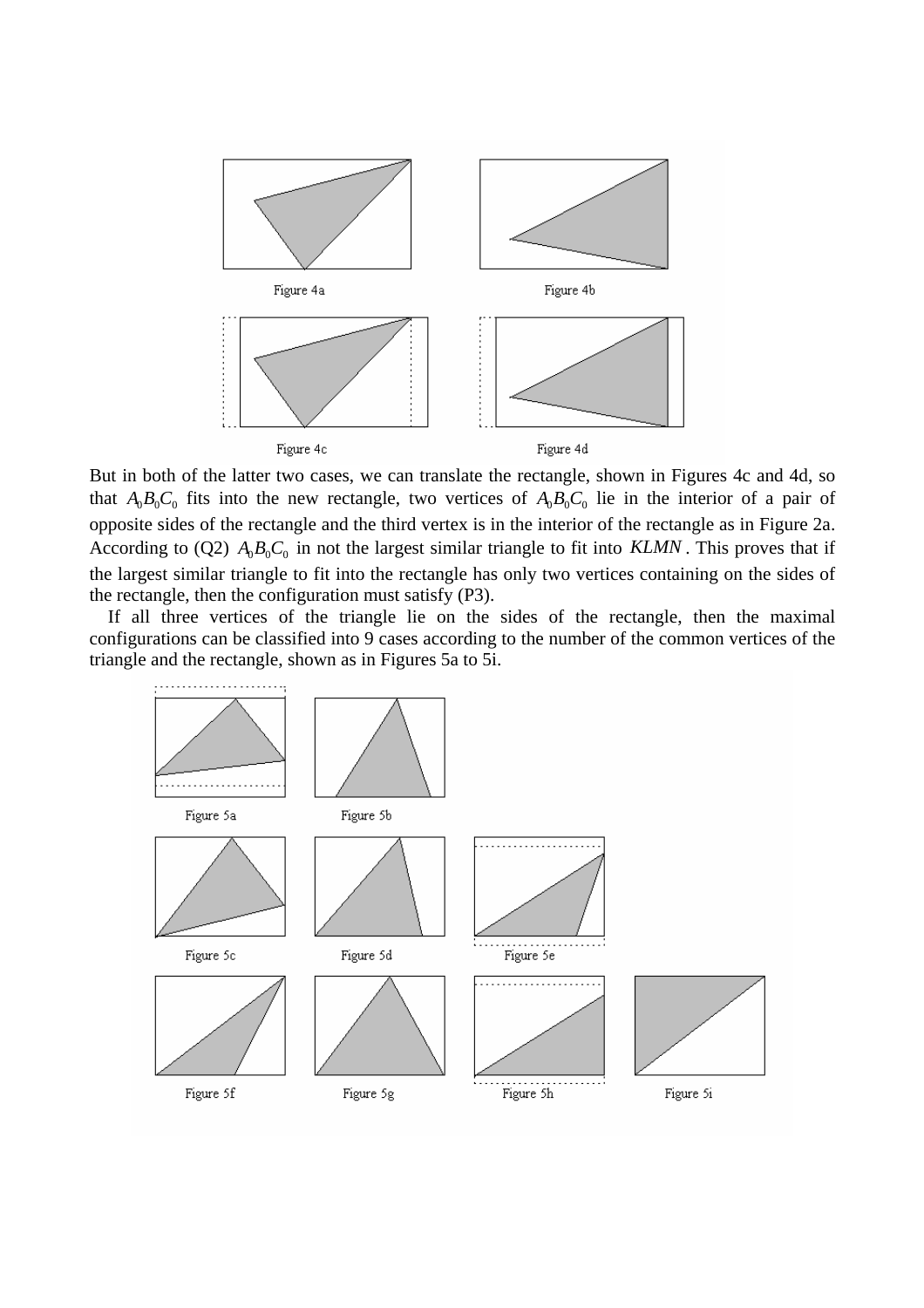Figure 4a

Figure 4b

Figure 4c

Figure 4d

But in both of the latter two cases, we can translate the rectangle, shown in Figures 4c and 4d, so that $A_0B_0C_0$ fits into the new rectangle, two vertices of $A_0B_0C_0$ lie in the interior of a pair of opposite sides of the rectangle and the third vertex is in the interior of the rectangle as in Figure 2a. According to (Q2) $A_0B_0C_0$ in not the largest similar triangle to fit into $KLMN$. This proves that if the largest similar triangle to fit into the rectangle has only two vertices containing on the sides of the rectangle, then the configuration must satisfy (P3).

If all three vertices of the triangle lie on the sides of the rectangle, then the maximal configurations can be classified into 9 cases according to the number of the common vertices of the triangle and the rectangle, shown as in Figures 5a to 5i.

Figure 5a

Figure 5b

Figure 5c

Figure 5d

Figure 5e

Figure 5f

Figure 5g

Figure 5h

Figure 5i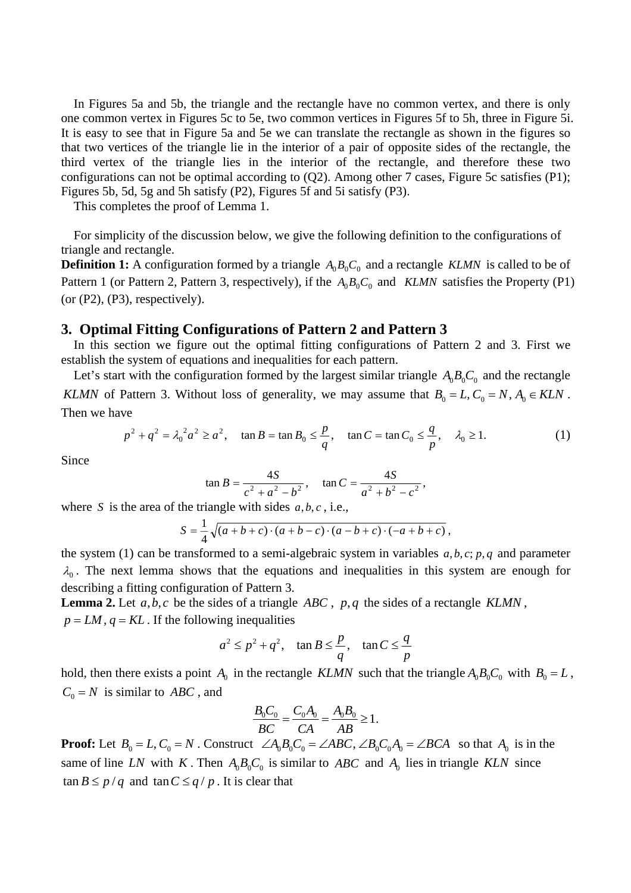In Figures 5a and 5b, the triangle and the rectangle have no common vertex, and there is only one common vertex in Figures 5c to 5e, two common vertices in Figures 5f to 5h, three in Figure 5i. It is easy to see that in Figure 5a and 5e we can translate the rectangle as shown in the figures so that two vertices of the triangle lie in the interior of a pair of opposite sides of the rectangle, the third vertex of the triangle lies in the interior of the rectangle, and therefore these two configurations can not be optimal according to (Q2). Among other 7 cases, Figure 5c satisfies (P1); Figures 5b, 5d, 5g and 5h satisfy (P2), Figures 5f and 5i satisfy (P3).

This completes the proof of Lemma 1.

For simplicity of the discussion below, we give the following definition to the configurations of triangle and rectangle.

**Definition 1:** A configuration formed by a triangle $A_0B_0C_0$ and a rectangle $KLMN$ is called to be of Pattern 1 (or Pattern 2, Pattern 3, respectively), if the $A_0B_0C_0$ and $KLMN$ satisfies the Property (P1) (or (P2), (P3), respectively).

## 3. Optimal Fitting Configurations of Pattern 2 and Pattern 3

In this section we figure out the optimal fitting configurations of Pattern 2 and 3. First we establish the system of equations and inequalities for each pattern.

Let's start with the configuration formed by the largest similar triangle $A_0B_0C_0$ and the rectangle $KLMN$ of Pattern 3. Without loss of generality, we may assume that $B_0 = L, C_0 = N, A_0 \in KLN$. Then we have

$$p^2 + q^2 = \lambda_0{}^2 a^2 \geq a^2, \quad \tan B = \tan B_0 \leq \frac{p}{q}, \quad \tan C = \tan C_0 \leq \frac{q}{p}, \quad \lambda_0 \geq 1. \tag{1}$$

Since

$$\tan B = \frac{4S}{c^2 + a^2 - b^2}, \quad \tan C = \frac{4S}{a^2 + b^2 - c^2},$$

where $S$ is the area of the triangle with sides $a, b, c$, i.e.,

$$S = \frac{1}{4}\sqrt{(a+b+c)\cdot(a+b-c)\cdot(a-b+c)\cdot(-a+b+c)},$$

the system (1) can be transformed to a semi-algebraic system in variables $a, b, c; p, q$ and parameter $\lambda_0$. The next lemma shows that the equations and inequalities in this system are enough for describing a fitting configuration of Pattern 3.

**Lemma 2.** Let $a, b, c$ be the sides of a triangle $ABC$, $p, q$ the sides of a rectangle $KLMN$, $p = LM, q = KL$. If the following inequalities

$$a^2 \leq p^2 + q^2, \quad \tan B \leq \frac{p}{q}, \quad \tan C \leq \frac{q}{p}$$

hold, then there exists a point $A_0$ in the rectangle $KLMN$ such that the triangle $A_0B_0C_0$ with $B_0 = L$, $C_0 = N$ is similar to $ABC$, and

$$\frac{B_0C_0}{BC} = \frac{C_0A_0}{CA} = \frac{A_0B_0}{AB} \geq 1.$$

**Proof:** Let $B_0 = L, C_0 = N$. Construct $\angle A_0B_0C_0 = \angle ABC, \angle B_0C_0A_0 = \angle BCA$ so that $A_0$ is in the same of line $LN$ with $K$. Then $A_0B_0C_0$ is similar to $ABC$ and $A_0$ lies in triangle $KLN$ since $\tan B \leq p/q$ and $\tan C \leq q/p$. It is clear that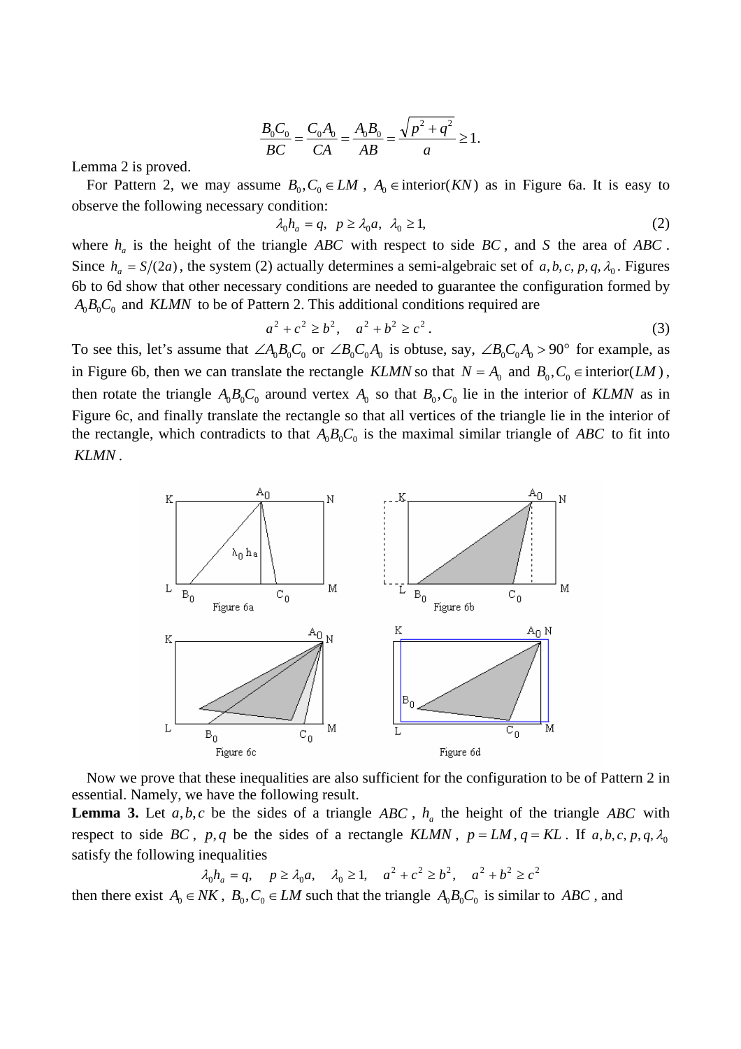$$\frac{B_0C_0}{BC} = \frac{C_0A_0}{CA} = \frac{A_0B_0}{AB} = \frac{\sqrt{p^2+q^2}}{a} \geq 1.$$

Lemma 2 is proved.

For Pattern 2, we may assume $B_0, C_0 \in LM$, $A_0 \in \text{interior}(KN)$ as in Figure 6a. It is easy to observe the following necessary condition:

$$\lambda_0 h_a = q, \quad p \geq \lambda_0 a, \quad \lambda_0 \geq 1, \tag{2}$$

where $h_a$ is the height of the triangle $ABC$ with respect to side $BC$, and $S$ the area of $ABC$. Since $h_a = S/(2a)$, the system (2) actually determines a semi-algebraic set of $a, b, c, p, q, \lambda_0$. Figures 6b to 6d show that other necessary conditions are needed to guarantee the configuration formed by $A_0B_0C_0$ and $KLMN$ to be of Pattern 2. This additional conditions required are

$$a^2 + c^2 \geq b^2, \quad a^2 + b^2 \geq c^2. \tag{3}$$

To see this, let's assume that $\angle A_0B_0C_0$ or $\angle B_0C_0A_0$ is obtuse, say, $\angle B_0C_0A_0 > 90°$ for example, as in Figure 6b, then we can translate the rectangle $KLMN$ so that $N = A_0$ and $B_0, C_0 \in \text{interior}(LM)$, then rotate the triangle $A_0B_0C_0$ around vertex $A_0$ so that $B_0, C_0$ lie in the interior of $KLMN$ as in Figure 6c, and finally translate the rectangle so that all vertices of the triangle lie in the interior of the rectangle, which contradicts to that $A_0B_0C_0$ is the maximal similar triangle of $ABC$ to fit into $KLMN$.

Figure 6a  Figure 6b  Figure 6c  Figure 6d

Now we prove that these inequalities are also sufficient for the configuration to be of Pattern 2 in essential. Namely, we have the following result.

**Lemma 3.** Let $a, b, c$ be the sides of a triangle $ABC$, $h_a$ the height of the triangle $ABC$ with respect to side $BC$, $p, q$ be the sides of a rectangle $KLMN$, $p = LM$, $q = KL$. If $a, b, c, p, q, \lambda_0$ satisfy the following inequalities

$$\lambda_0 h_a = q, \quad p \geq \lambda_0 a, \quad \lambda_0 \geq 1, \quad a^2 + c^2 \geq b^2, \quad a^2 + b^2 \geq c^2$$

then there exist $A_0 \in NK$, $B_0, C_0 \in LM$ such that the triangle $A_0B_0C_0$ is similar to $ABC$, and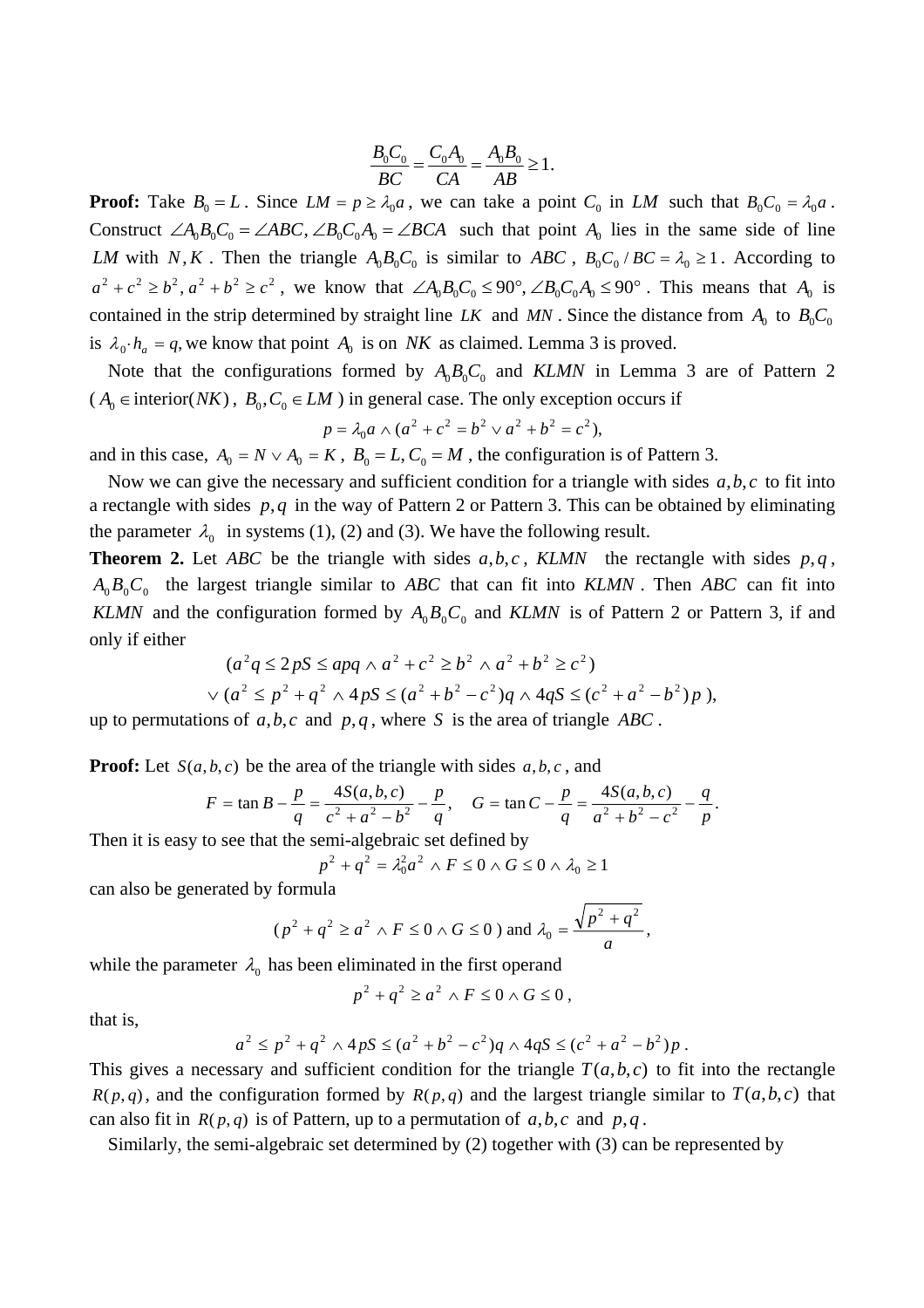$$\frac{B_0C_0}{BC} = \frac{C_0A_0}{CA} = \frac{A_0B_0}{AB} \ge 1.$$

**Proof:** Take $B_0 = L$. Since $LM = p \ge \lambda_0 a$, we can take a point $C_0$ in $LM$ such that $B_0C_0 = \lambda_0 a$. Construct $\angle A_0B_0C_0 = \angle ABC, \angle B_0C_0A_0 = \angle BCA$ such that point $A_0$ lies in the same side of line $LM$ with $N, K$. Then the triangle $A_0B_0C_0$ is similar to $ABC$, $B_0C_0 / BC = \lambda_0 \ge 1$. According to $a^2 + c^2 \ge b^2, a^2 + b^2 \ge c^2$, we know that $\angle A_0B_0C_0 \le 90°, \angle B_0C_0A_0 \le 90°$. This means that $A_0$ is contained in the strip determined by straight line $LK$ and $MN$. Since the distance from $A_0$ to $B_0C_0$ is $\lambda_0 \cdot h_a = q$, we know that point $A_0$ is on $NK$ as claimed. Lemma 3 is proved.

Note that the configurations formed by $A_0B_0C_0$ and $KLMN$ in Lemma 3 are of Pattern 2 ($A_0 \in$ interior$(NK)$, $B_0, C_0 \in LM$) in general case. The only exception occurs if

$$p = \lambda_0 a \wedge (a^2 + c^2 = b^2 \vee a^2 + b^2 = c^2),$$

and in this case, $A_0 = N \vee A_0 = K$, $B_0 = L, C_0 = M$, the configuration is of Pattern 3.

Now we can give the necessary and sufficient condition for a triangle with sides $a, b, c$ to fit into a rectangle with sides $p, q$ in the way of Pattern 2 or Pattern 3. This can be obtained by eliminating the parameter $\lambda_0$ in systems (1), (2) and (3). We have the following result.

**Theorem 2.** Let $ABC$ be the triangle with sides $a, b, c$, $KLMN$ the rectangle with sides $p, q$, $A_0B_0C_0$ the largest triangle similar to $ABC$ that can fit into $KLMN$. Then $ABC$ can fit into $KLMN$ and the configuration formed by $A_0B_0C_0$ and $KLMN$ is of Pattern 2 or Pattern 3, if and only if either

$$(a^2 q \le 2pS \le apq \wedge a^2 + c^2 \ge b^2 \wedge a^2 + b^2 \ge c^2)$$
$$\vee (a^2 \le p^2 + q^2 \wedge 4pS \le (a^2 + b^2 - c^2)q \wedge 4qS \le (c^2 + a^2 - b^2)p),$$

up to permutations of $a, b, c$ and $p, q$, where $S$ is the area of triangle $ABC$.

**Proof:** Let $S(a,b,c)$ be the area of the triangle with sides $a, b, c$, and

$$F = \tan B - \frac{p}{q} = \frac{4S(a,b,c)}{c^2 + a^2 - b^2} - \frac{p}{q}, \quad G = \tan C - \frac{p}{q} = \frac{4S(a,b,c)}{a^2 + b^2 - c^2} - \frac{q}{p}.$$

Then it is easy to see that the semi-algebraic set defined by

$$p^2 + q^2 = \lambda_0^2 a^2 \wedge F \le 0 \wedge G \le 0 \wedge \lambda_0 \ge 1$$

can also be generated by formula

$$(p^2 + q^2 \ge a^2 \wedge F \le 0 \wedge G \le 0) \text{ and } \lambda_0 = \frac{\sqrt{p^2 + q^2}}{a},$$

while the parameter $\lambda_0$ has been eliminated in the first operand

$$p^2 + q^2 \ge a^2 \wedge F \le 0 \wedge G \le 0,$$

that is,

$$a^2 \le p^2 + q^2 \wedge 4pS \le (a^2 + b^2 - c^2)q \wedge 4qS \le (c^2 + a^2 - b^2)p.$$

This gives a necessary and sufficient condition for the triangle $T(a,b,c)$ to fit into the rectangle $R(p,q)$, and the configuration formed by $R(p,q)$ and the largest triangle similar to $T(a,b,c)$ that can also fit in $R(p,q)$ is of Pattern, up to a permutation of $a, b, c$ and $p, q$.

Similarly, the semi-algebraic set determined by (2) together with (3) can be represented by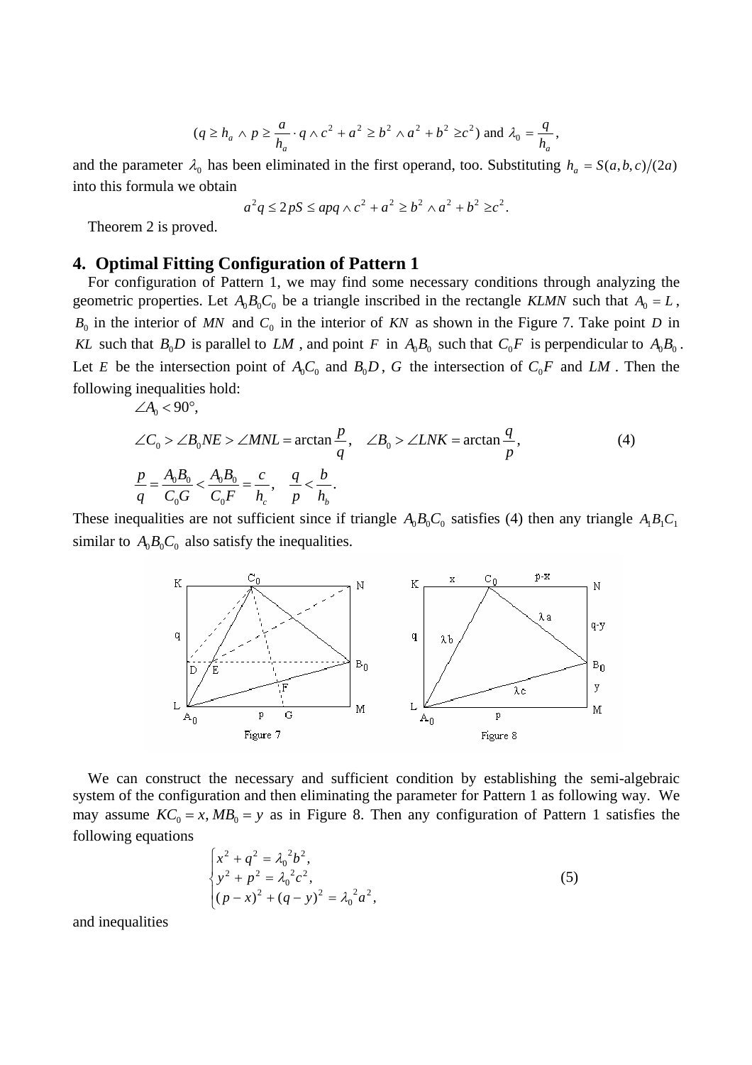$$(q \geq h_a \wedge p \geq \frac{a}{h_a} \cdot q \wedge c^2 + a^2 \geq b^2 \wedge a^2 + b^2 \geq c^2) \text{ and } \lambda_0 = \frac{q}{h_a},$$

and the parameter $\lambda_0$ has been eliminated in the first operand, too. Substituting $h_a = S(a,b,c)/(2a)$ into this formula we obtain

$$a^2 q \leq 2pS \leq apq \wedge c^2 + a^2 \geq b^2 \wedge a^2 + b^2 \geq c^2.$$

Theorem 2 is proved.

## 4. Optimal Fitting Configuration of Pattern 1

For configuration of Pattern 1, we may find some necessary conditions through analyzing the geometric properties. Let $A_0B_0C_0$ be a triangle inscribed in the rectangle $KLMN$ such that $A_0 = L$, $B_0$ in the interior of $MN$ and $C_0$ in the interior of $KN$ as shown in the Figure 7. Take point $D$ in $KL$ such that $B_0D$ is parallel to $LM$, and point $F$ in $A_0B_0$ such that $C_0F$ is perpendicular to $A_0B_0$. Let $E$ be the intersection point of $A_0C_0$ and $B_0D$, $G$ the intersection of $C_0F$ and $LM$. Then the following inequalities hold:

$$\angle A_0 < 90°,$$

$$\angle C_0 > \angle B_0NE > \angle MNL = \arctan\frac{p}{q}, \quad \angle B_0 > \angle LNK = \arctan\frac{q}{p}, \tag{4}$$

$$\frac{p}{q} = \frac{A_0B_0}{C_0G} < \frac{A_0B_0}{C_0F} = \frac{c}{h_c}, \quad \frac{q}{p} < \frac{b}{h_b}.$$

These inequalities are not sufficient since if triangle $A_0B_0C_0$ satisfies (4) then any triangle $A_1B_1C_1$ similar to $A_0B_0C_0$ also satisfy the inequalities.

Figure 7 Figure 8

We can construct the necessary and sufficient condition by establishing the semi-algebraic system of the configuration and then eliminating the parameter for Pattern 1 as following way. We may assume $KC_0 = x, MB_0 = y$ as in Figure 8. Then any configuration of Pattern 1 satisfies the following equations

$$\begin{cases} x^2 + q^2 = \lambda_0{}^2 b^2, \\ y^2 + p^2 = \lambda_0{}^2 c^2, \\ (p-x)^2 + (q-y)^2 = \lambda_0{}^2 a^2, \end{cases} \tag{5}$$

and inequalities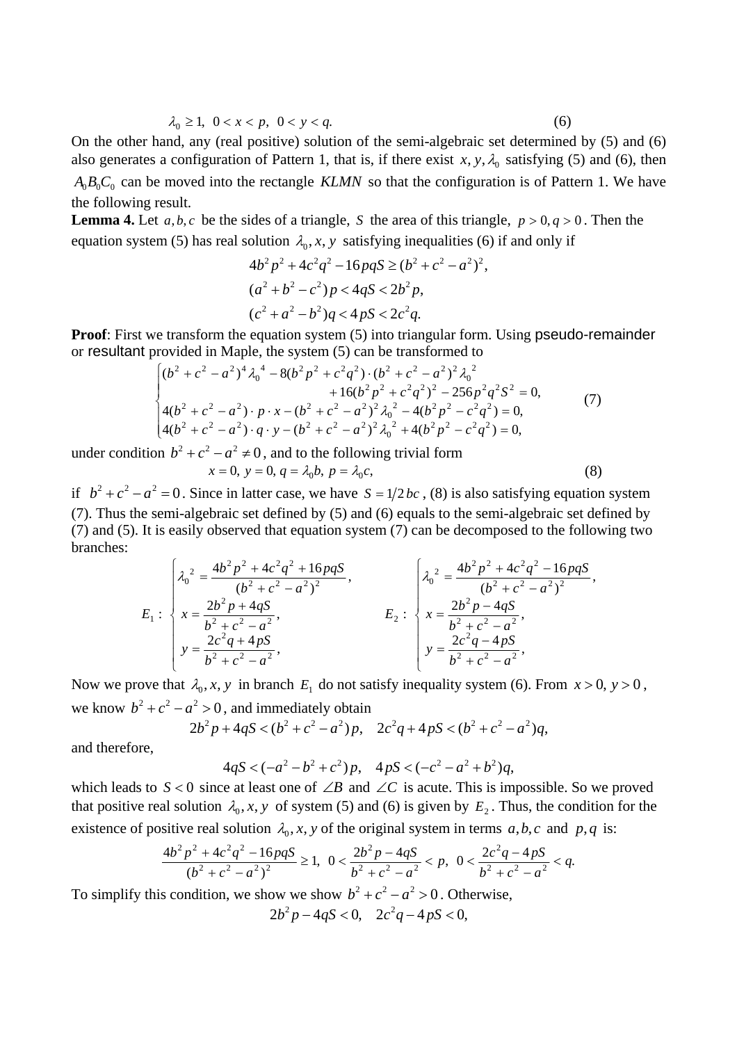$$\lambda_0 \geq 1, \;\; 0 < x < p, \;\; 0 < y < q. \tag{6}$$

On the other hand, any (real positive) solution of the semi-algebraic set determined by (5) and (6) also generates a configuration of Pattern 1, that is, if there exist $x, y, \lambda_0$ satisfying (5) and (6), then $A_0B_0C_0$ can be moved into the rectangle $KLMN$ so that the configuration is of Pattern 1. We have the following result.

**Lemma 4.** Let $a, b, c$ be the sides of a triangle, $S$ the area of this triangle, $p > 0, q > 0$. Then the equation system (5) has real solution $\lambda_0, x, y$ satisfying inequalities (6) if and only if

$$4b^2p^2 + 4c^2q^2 - 16pqS \geq (b^2 + c^2 - a^2)^2,$$
$$(a^2 + b^2 - c^2)p < 4qS < 2b^2p,$$
$$(c^2 + a^2 - b^2)q < 4pS < 2c^2q.$$

**Proof**: First we transform the equation system (5) into triangular form. Using pseudo-remainder or resultant provided in Maple, the system (5) can be transformed to

$$\begin{cases} (b^2 + c^2 - a^2)^4 \lambda_0^{\,4} - 8(b^2p^2 + c^2q^2)\cdot(b^2 + c^2 - a^2)^2 \lambda_0^{\,2} \\ \qquad\qquad + 16(b^2p^2 + c^2q^2)^2 - 256p^2q^2S^2 = 0, \\ 4(b^2 + c^2 - a^2)\cdot p \cdot x - (b^2 + c^2 - a^2)^2 \lambda_0^{\,2} - 4(b^2p^2 - c^2q^2) = 0, \\ 4(b^2 + c^2 - a^2)\cdot q \cdot y - (b^2 + c^2 - a^2)^2 \lambda_0^{\,2} + 4(b^2p^2 - c^2q^2) = 0, \end{cases} \tag{7}$$

under condition $b^2 + c^2 - a^2 \neq 0$, and to the following trivial form

$$x = 0, \; y = 0, \; q = \lambda_0 b, \; p = \lambda_0 c, \tag{8}$$

if $b^2 + c^2 - a^2 = 0$. Since in latter case, we have $S = 1/2\,bc$, (8) is also satisfying equation system (7). Thus the semi-algebraic set defined by (5) and (6) equals to the semi-algebraic set defined by (7) and (5). It is easily observed that equation system (7) can be decomposed to the following two branches:

$$E_1 : \begin{cases} \lambda_0^{\,2} = \dfrac{4b^2p^2 + 4c^2q^2 + 16pqS}{(b^2 + c^2 - a^2)^2}, \\ x = \dfrac{2b^2p + 4qS}{b^2 + c^2 - a^2}, \\ y = \dfrac{2c^2q + 4pS}{b^2 + c^2 - a^2}, \end{cases} \qquad E_2 : \begin{cases} \lambda_0^{\,2} = \dfrac{4b^2p^2 + 4c^2q^2 - 16pqS}{(b^2 + c^2 - a^2)^2}, \\ x = \dfrac{2b^2p - 4qS}{b^2 + c^2 - a^2}, \\ y = \dfrac{2c^2q - 4pS}{b^2 + c^2 - a^2}, \end{cases}$$

Now we prove that $\lambda_0, x, y$ in branch $E_1$ do not satisfy inequality system (6). From $x > 0, y > 0$, we know $b^2 + c^2 - a^2 > 0$, and immediately obtain

$$2b^2p + 4qS < (b^2 + c^2 - a^2)p, \quad 2c^2q + 4pS < (b^2 + c^2 - a^2)q,$$

and therefore,

$$4qS < (-a^2 - b^2 + c^2)p, \quad 4pS < (-c^2 - a^2 + b^2)q,$$

which leads to $S < 0$ since at least one of $\angle B$ and $\angle C$ is acute. This is impossible. So we proved that positive real solution $\lambda_0, x, y$ of system (5) and (6) is given by $E_2$. Thus, the condition for the existence of positive real solution $\lambda_0, x, y$ of the original system in terms $a, b, c$ and $p, q$ is:

$$\frac{4b^2p^2 + 4c^2q^2 - 16pqS}{(b^2 + c^2 - a^2)^2} \geq 1, \;\; 0 < \frac{2b^2p - 4qS}{b^2 + c^2 - a^2} < p, \;\; 0 < \frac{2c^2q - 4pS}{b^2 + c^2 - a^2} < q.$$

To simplify this condition, we show we show $b^2 + c^2 - a^2 > 0$. Otherwise,

$$2b^2p - 4qS < 0, \quad 2c^2q - 4pS < 0,$$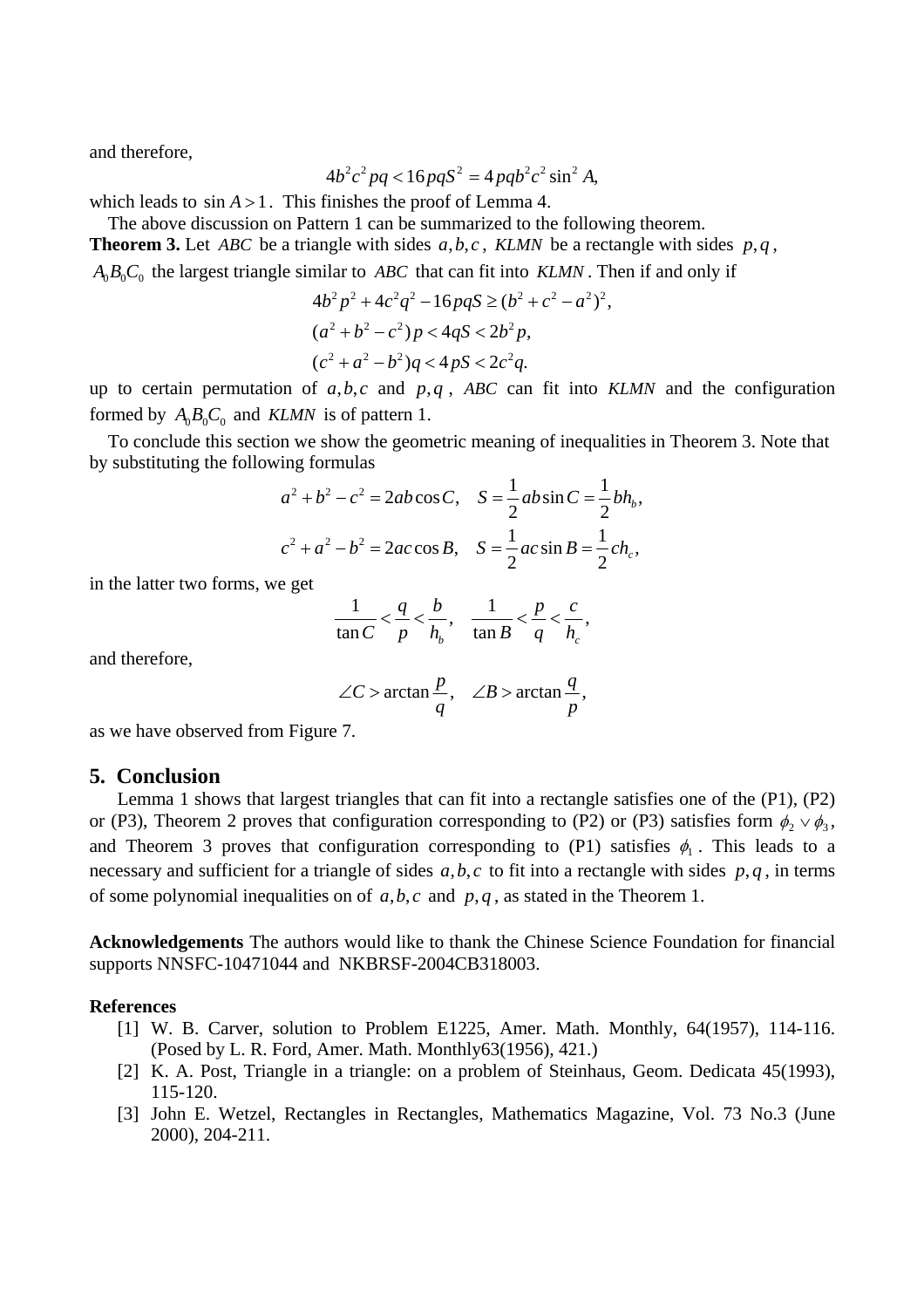and therefore,

$$4b^2c^2pq < 16pqS^2 = 4pqb^2c^2\sin^2 A,$$

which leads to $\sin A > 1$. This finishes the proof of Lemma 4.

The above discussion on Pattern 1 can be summarized to the following theorem.

**Theorem 3.** Let $ABC$ be a triangle with sides $a,b,c$, $KLMN$ be a rectangle with sides $p,q$, $A_0B_0C_0$ the largest triangle similar to $ABC$ that can fit into $KLMN$. Then if and only if

$$4b^2p^2 + 4c^2q^2 - 16pqS \ge (b^2+c^2-a^2)^2,$$

$$(a^2+b^2-c^2)p < 4qS < 2b^2p,$$

$$(c^2+a^2-b^2)q < 4pS < 2c^2q.$$

up to certain permutation of $a,b,c$ and $p,q$, $ABC$ can fit into $KLMN$ and the configuration formed by $A_0B_0C_0$ and $KLMN$ is of pattern 1.

To conclude this section we show the geometric meaning of inequalities in Theorem 3. Note that by substituting the following formulas

$$a^2+b^2-c^2 = 2ab\cos C, \quad S = \frac{1}{2}ab\sin C = \frac{1}{2}bh_b,$$

$$c^2+a^2-b^2 = 2ac\cos B, \quad S = \frac{1}{2}ac\sin B = \frac{1}{2}ch_c,$$

in the latter two forms, we get

$$\frac{1}{\tan C} < \frac{q}{p} < \frac{b}{h_b}, \quad \frac{1}{\tan B} < \frac{p}{q} < \frac{c}{h_c},$$

and therefore,

$$\angle C > \arctan\frac{p}{q}, \quad \angle B > \arctan\frac{q}{p},$$

as we have observed from Figure 7.

## 5. Conclusion

Lemma 1 shows that largest triangles that can fit into a rectangle satisfies one of the (P1), (P2) or (P3), Theorem 2 proves that configuration corresponding to (P2) or (P3) satisfies form $\phi_2 \vee \phi_3$, and Theorem 3 proves that configuration corresponding to (P1) satisfies $\phi_1$. This leads to a necessary and sufficient for a triangle of sides $a,b,c$ to fit into a rectangle with sides $p,q$, in terms of some polynomial inequalities on of $a,b,c$ and $p,q$, as stated in the Theorem 1.

**Acknowledgements** The authors would like to thank the Chinese Science Foundation for financial supports NNSFC-10471044 and NKBRSF-2004CB318003.

**References**

[1] W. B. Carver, solution to Problem E1225, Amer. Math. Monthly, 64(1957), 114-116. (Posed by L. R. Ford, Amer. Math. Monthly63(1956), 421.)

[2] K. A. Post, Triangle in a triangle: on a problem of Steinhaus, Geom. Dedicata 45(1993), 115-120.

[3] John E. Wetzel, Rectangles in Rectangles, Mathematics Magazine, Vol. 73 No.3 (June 2000), 204-211.